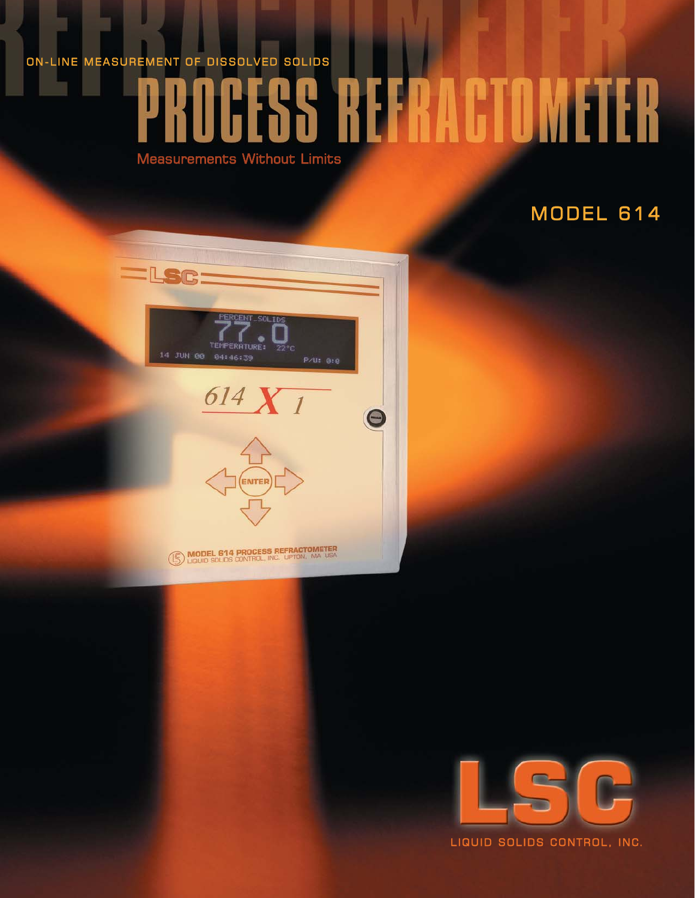ON-LINE MEASUREMENT OF DISSOLVED SOLIDS

# PROCESS REFRACTOMETER

Measurements Without Limits

## MODEL 614

LSC

LIQUID SOLIDS CONTROL, INC.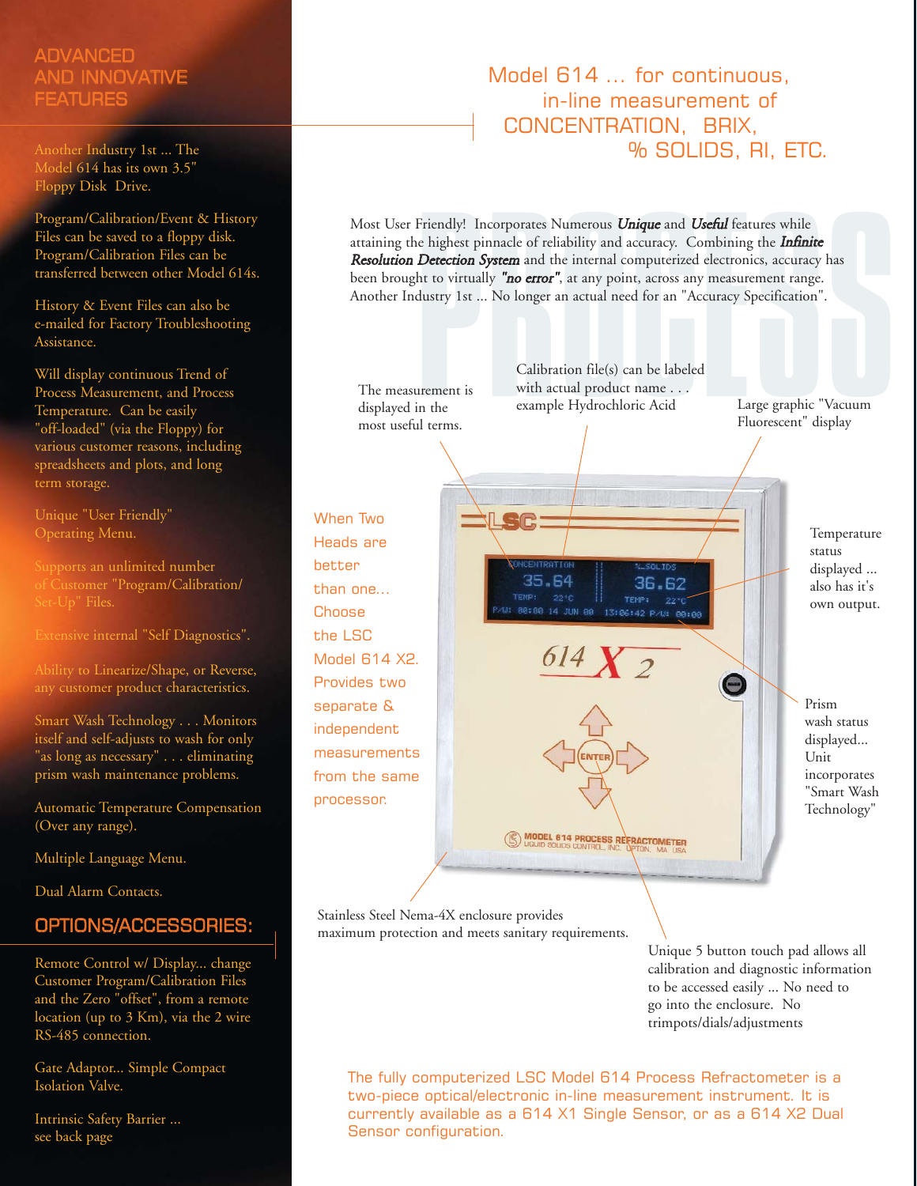## ADVANCED AND INNOVATIVE FEATURES

Another Industry 1st ... The Model 614 has its own 3.5" Floppy Disk Drive.

Program/Calibration/Event & History Files can be saved to a floppy disk. Program/Calibration Files can be transferred between other Model 614s.

History & Event Files can also be e-mailed for Factory Troubleshooting Assistance.

Will display continuous Trend of Process Measurement, and Process Temperature. Can be easily "off-loaded" (via the Floppy) for various customer reasons, including spreadsheets and plots, and long term storage.

Unique "User Friendly" Operating Menu.

Supports an unlimited number of Customer "Program/Calibration/ Set-Up" Files.

Extensive internal "Self Diagnostics".

Ability to Linearize/Shape, or Reverse, any customer product characteristics.

Smart Wash Technology . . . Monitors itself and self-adjusts to wash for only "as long as necessary" . . . eliminating prism wash maintenance problems.

Automatic Temperature Compensation (Over any range).

Multiple Language Menu.

Dual Alarm Contacts.

## OPTIONS/ACCESSORIES:

Remote Control w/ Display... change Customer Program/Calibration Files and the Zero "offset", from a remote location (up to 3 Km), via the 2 wire RS-485 connection.

Gate Adaptor... Simple Compact Isolation Valve.

Intrinsic Safety Barrier ... see back page

# Model 614 ... for continuous, in-line measurement of CONCENTRATION, BRIX, % SOLIDS, RI, ETC.

Most User Friendly! Incorporates Numerous ***Unique*** and ***Useful*** features while attaining the highest pinnacle of reliability and accuracy. Combining the ***Infinite Resolution Detection System*** and the internal computerized electronics, accuracy has been brought to virtually ***"no error"***, at any point, across any measurement range. Another Industry 1st ... No longer an actual need for an "Accuracy Specification".

The measurement is displayed in the most useful terms.

Calibration file(s) can be labeled with actual product name . . . example Hydrochloric Acid

Large graphic "Vacuum Fluorescent" display

When Two Heads are better than one... Choose the LSC Model 614 X2. Provides two separate & independent measurements from the same processor.

Temperature status displayed ... also has it's own output.

Prism wash status displayed... Unit incorporates "Smart Wash Technology"

Stainless Steel Nema-4X enclosure provides maximum protection and meets sanitary requirements.

Unique 5 button touch pad allows all calibration and diagnostic information to be accessed easily ... No need to go into the enclosure. No trimpots/dials/adjustments

The fully computerized LSC Model 614 Process Refractometer is a two-piece optical/electronic in-line measurement instrument. It is currently available as a 614 X1 Single Sensor, or as a 614 X2 Dual Sensor configuration.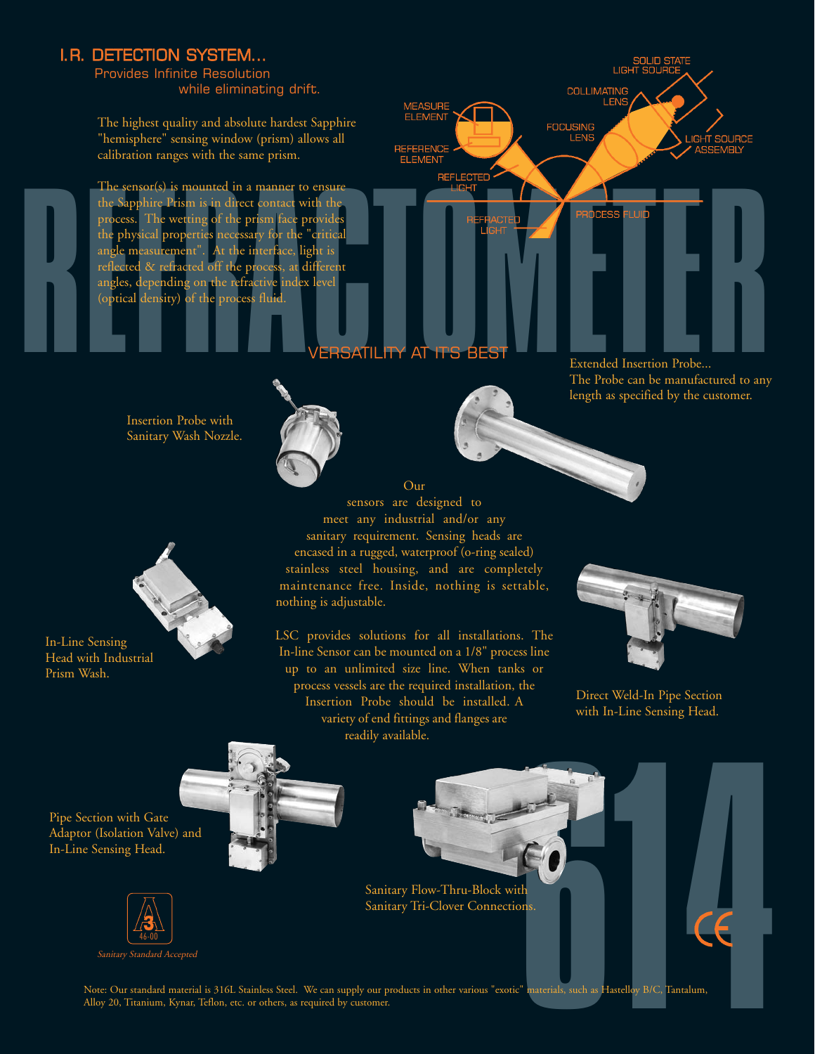# I.R. DETECTION SYSTEM...

## Provides Infinite Resolution while eliminating drift.

The highest quality and absolute hardest Sapphire "hemisphere" sensing window (prism) allows all calibration ranges with the same prism.

The sensor(s) is mounted in a manner to ensure the Sapphire Prism is in direct contact with the process. The wetting of the prism face provides the physical properties necessary for the "critical angle measurement". At the interface, light is reflected & refracted off the process, at different angles, depending on the refractive index level (optical density) of the process fluid.

SOLID STATE LIGHT SOURCE
COLLIMATING LENS
MEASURE ELEMENT
FOCUSING LENS
REFERENCE ELEMENT
LIGHT SOURCE ASSEMBLY
REFLECTED LIGHT
PROCESS FLUID
REFRACTED LIGHT

# REFRACTOMETER

## VERSATILITY AT IT'S BEST

Extended Insertion Probe... The Probe can be manufactured to any length as specified by the customer.

Insertion Probe with Sanitary Wash Nozzle.

Our sensors are designed to meet any industrial and/or any sanitary requirement. Sensing heads are encased in a rugged, waterproof (o-ring sealed) stainless steel housing, and are completely maintenance free. Inside, nothing is settable, nothing is adjustable.

LSC provides solutions for all installations. The In-line Sensor can be mounted on a 1/8" process line up to an unlimited size line. When tanks or process vessels are the required installation, the Insertion Probe should be installed. A variety of end fittings and flanges are readily available.

In-Line Sensing Head with Industrial Prism Wash.

Direct Weld-In Pipe Section with In-Line Sensing Head.

Pipe Section with Gate Adaptor (Isolation Valve) and In-Line Sensing Head.

Sanitary Flow-Thru-Block with Sanitary Tri-Clover Connections.

3A 46-00

*Sanitary Standard Accepted*

614

CE

Note: Our standard material is 316L Stainless Steel. We can supply our products in other various "exotic" materials, such as Hastelloy B/C, Tantalum, Alloy 20, Titanium, Kynar, Teflon, etc. or others, as required by customer.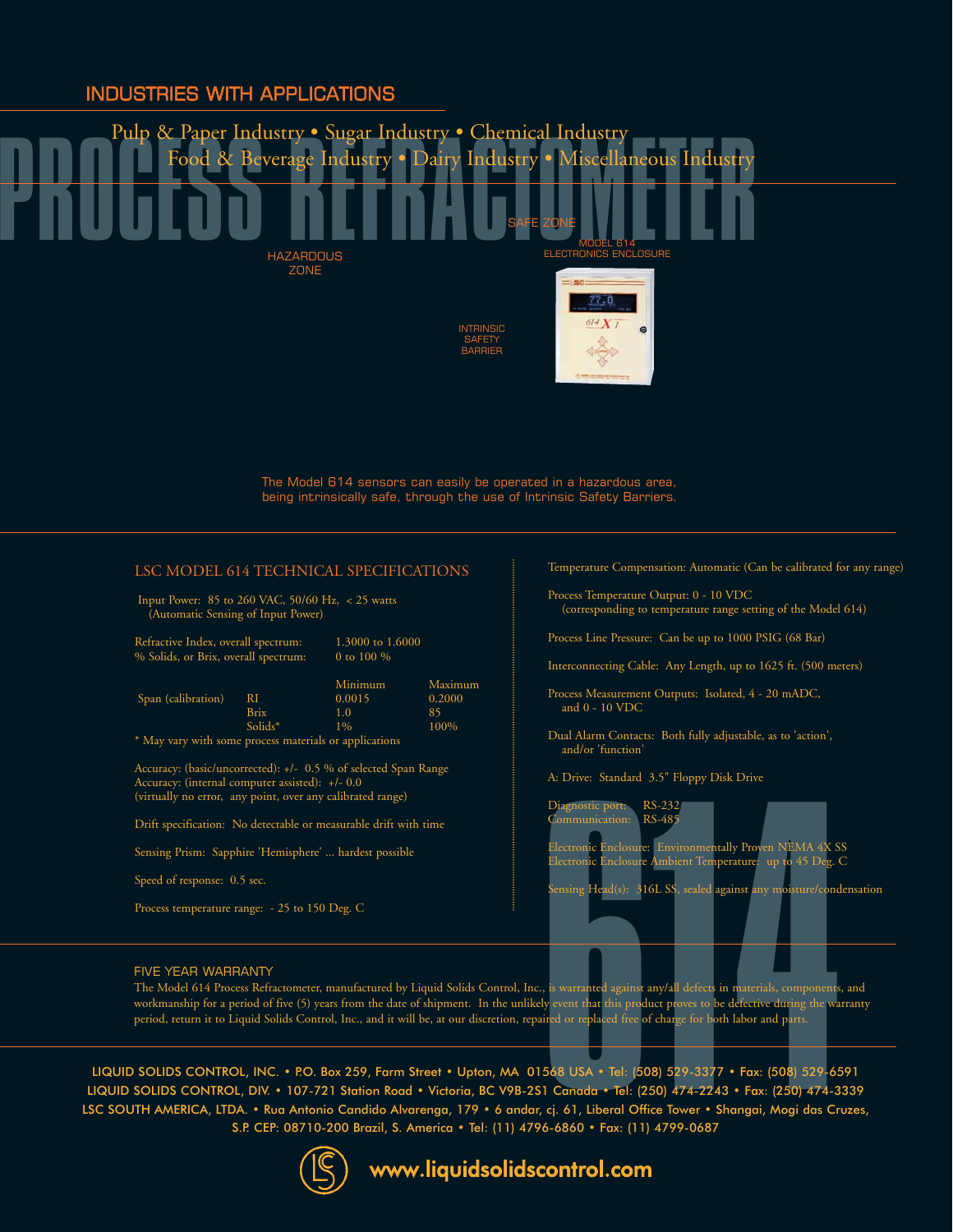## INDUSTRIES WITH APPLICATIONS

Pulp & Paper Industry • Sugar Industry • Chemical Industry
Food & Beverage Industry • Dairy Industry • Miscellaneous Industry

PROCESS REFRACTOMETER

HAZARDOUS ZONE

SAFE ZONE

MODEL 614 ELECTRONICS ENCLOSURE

INTRINSIC SAFETY BARRIER

The Model 614 sensors can easily be operated in a hazardous area, being intrinsically safe, through the use of Intrinsic Safety Barriers.

## LSC MODEL 614 TECHNICAL SPECIFICATIONS

Input Power: 85 to 260 VAC, 50/60 Hz, < 25 watts
(Automatic Sensing of Input Power)

| | |
|---|---|
| Refractive Index, overall spectrum: | 1.3000 to 1.6000 |
| % Solids, or Brix, overall spectrum: | 0 to 100 % |

| | | Minimum | Maximum |
|---|---|---|---|
| Span (calibration) | RI | 0.0015 | 0.2000 |
| | Brix | 1.0 | 85 |
| | Solids* | 1% | 100% |

\* May vary with some process materials or applications

Accuracy: (basic/uncorrected): +/- 0.5 % of selected Span Range
Accuracy: (internal computer assisted): +/- 0.0
(virtually no error, any point, over any calibrated range)

Drift specification: No detectable or measurable drift with time

Sensing Prism: Sapphire 'Hemisphere' ... hardest possible

Speed of response: 0.5 sec.

Process temperature range: - 25 to 150 Deg. C

Temperature Compensation: Automatic (Can be calibrated for any range)

Process Temperature Output: 0 - 10 VDC
(corresponding to temperature range setting of the Model 614)

Process Line Pressure: Can be up to 1000 PSIG (68 Bar)

Interconnecting Cable: Any Length, up to 1625 ft. (500 meters)

Process Measurement Outputs: Isolated, 4 - 20 mADC, and 0 - 10 VDC

Dual Alarm Contacts: Both fully adjustable, as to 'action', and/or 'function'

A: Drive: Standard 3.5" Floppy Disk Drive

Diagnostic port: RS-232
Communication: RS-485

Electronic Enclosure: Environmentally Proven NEMA 4X SS
Electronic Enclosure Ambient Temperature: up to 45 Deg. C

Sensing Head(s): 316L SS, sealed against any moisture/condensation

### FIVE YEAR WARRANTY

The Model 614 Process Refractometer, manufactured by Liquid Solids Control, Inc., is warranted against any/all defects in materials, components, and workmanship for a period of five (5) years from the date of shipment. In the unlikely event that this product proves to be defective during the warranty period, return it to Liquid Solids Control, Inc., and it will be, at our discretion, repaired or replaced free of charge for both labor and parts.

LIQUID SOLIDS CONTROL, INC. • P.O. Box 259, Farm Street • Upton, MA 01568 USA • Tel: (508) 529-3377 • Fax: (508) 529-6591
LIQUID SOLIDS CONTROL, DIV. • 107-721 Station Road • Victoria, BC V9B-2S1 Canada • Tel: (250) 474-2243 • Fax: (250) 474-3339
LSC SOUTH AMERICA, LTDA. • Rua Antonio Candido Alvarenga, 179 • 6 andar, cj. 61, Liberal Office Tower • Shangai, Mogi das Cruzes, S.P. CEP: 08710-200 Brazil, S. America • Tel: (11) 4796-6860 • Fax: (11) 4799-0687

www.liquidsolidscontrol.com